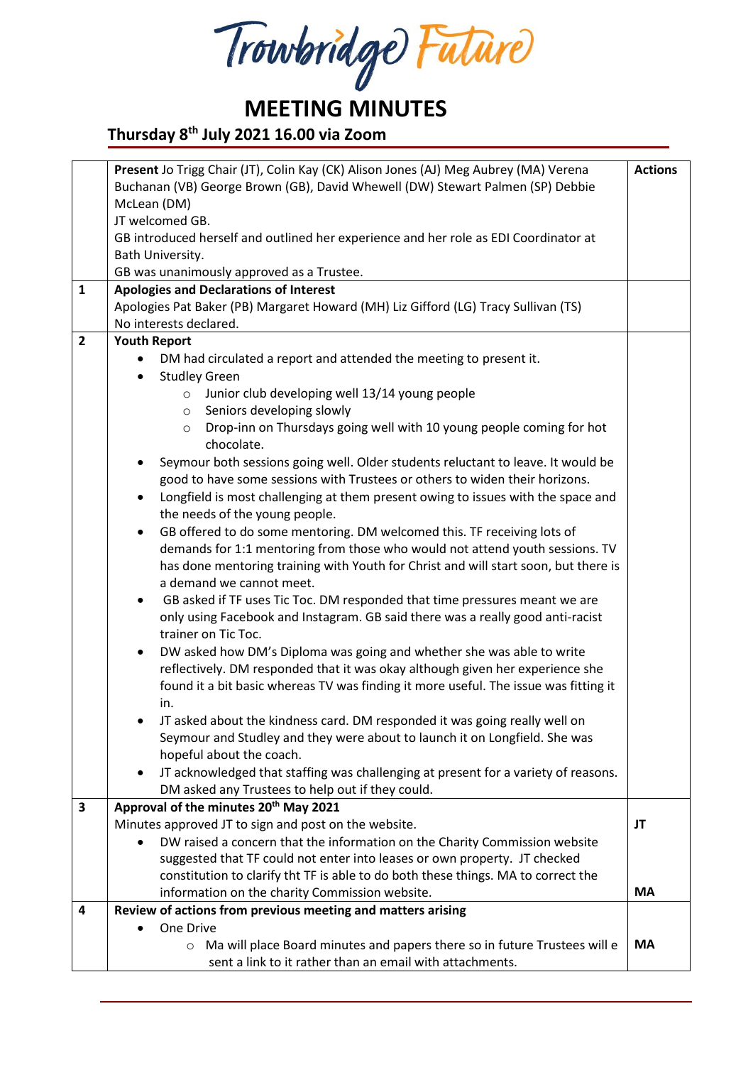# Trowbridge Future

# MEETING MINUTES

## Thursday 8th July 2021 16.00 via Zoom

| | | Actions |
|---|---|---|
| | **Present** Jo Trigg Chair (JT), Colin Kay (CK) Alison Jones (AJ) Meg Aubrey (MA) Verena Buchanan (VB) George Brown (GB), David Whewell (DW) Stewart Palmen (SP) Debbie McLean (DM)<br>JT welcomed GB.<br>GB introduced herself and outlined her experience and her role as EDI Coordinator at Bath University.<br>GB was unanimously approved as a Trustee. | |
| **1** | **Apologies and Declarations of Interest**<br>Apologies Pat Baker (PB) Margaret Howard (MH) Liz Gifford (LG) Tracy Sullivan (TS)<br>No interests declared. | |
| **2** | **Youth Report**<br>• DM had circulated a report and attended the meeting to present it.<br>• Studley Green<br>  ○ Junior club developing well 13/14 young people<br>  ○ Seniors developing slowly<br>  ○ Drop-inn on Thursdays going well with 10 young people coming for hot chocolate.<br>• Seymour both sessions going well. Older students reluctant to leave. It would be good to have some sessions with Trustees or others to widen their horizons.<br>• Longfield is most challenging at them present owing to issues with the space and the needs of the young people.<br>• GB offered to do some mentoring. DM welcomed this. TF receiving lots of demands for 1:1 mentoring from those who would not attend youth sessions. TV has done mentoring training with Youth for Christ and will start soon, but there is a demand we cannot meet.<br>• GB asked if TF uses Tic Toc. DM responded that time pressures meant we are only using Facebook and Instagram. GB said there was a really good anti-racist trainer on Tic Toc.<br>• DW asked how DM's Diploma was going and whether she was able to write reflectively. DM responded that it was okay although given her experience she found it a bit basic whereas TV was finding it more useful. The issue was fitting it in.<br>• JT asked about the kindness card. DM responded it was going really well on Seymour and Studley and they were about to launch it on Longfield. She was hopeful about the coach.<br>• JT acknowledged that staffing was challenging at present for a variety of reasons. DM asked any Trustees to help out if they could. | |
| **3** | **Approval of the minutes 20th May 2021**<br>Minutes approved JT to sign and post on the website.<br>• DW raised a concern that the information on the Charity Commission website suggested that TF could not enter into leases or own property. JT checked constitution to clarify tht TF is able to do both these things. MA to correct the information on the charity Commission website. | **JT**<br><br><br><br>**MA** |
| **4** | **Review of actions from previous meeting and matters arising**<br>• One Drive<br>  ○ Ma will place Board minutes and papers there so in future Trustees will e sent a link to it rather than an email with attachments. | <br><br>**MA** |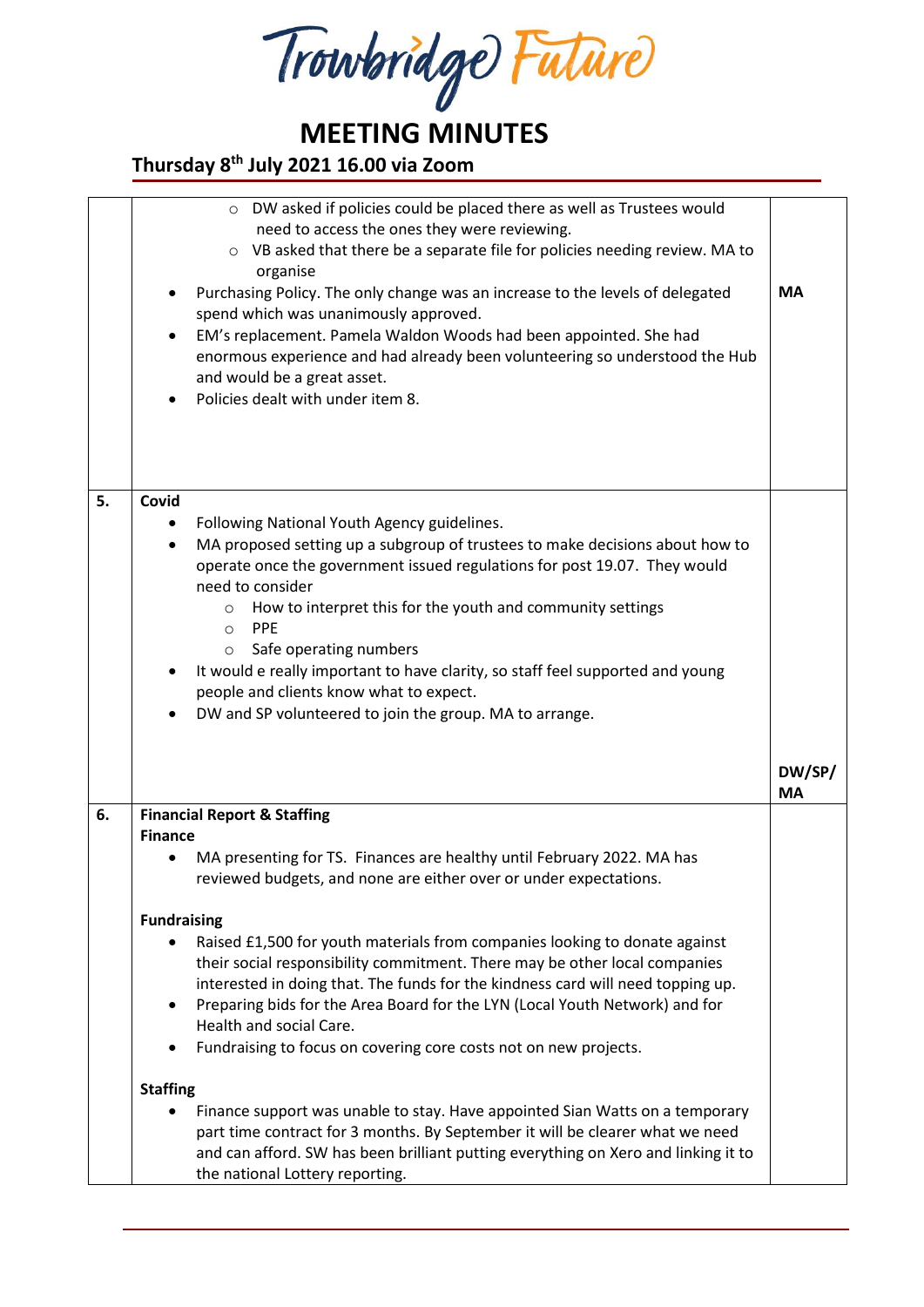Trowbridge Future

# MEETING MINUTES

## Thursday 8th July 2021 16.00 via Zoom

| | | |
|---|---|---|
| | ◦ DW asked if policies could be placed there as well as Trustees would need to access the ones they were reviewing.<br>◦ VB asked that there be a separate file for policies needing review. MA to organise<br>• Purchasing Policy. The only change was an increase to the levels of delegated spend which was unanimously approved.<br>• EM's replacement. Pamela Waldon Woods had been appointed. She had enormous experience and had already been volunteering so understood the Hub and would be a great asset.<br>• Policies dealt with under item 8. | MA |
| 5. | **Covid**<br>• Following National Youth Agency guidelines.<br>• MA proposed setting up a subgroup of trustees to make decisions about how to operate once the government issued regulations for post 19.07. They would need to consider<br>◦ How to interpret this for the youth and community settings<br>◦ PPE<br>◦ Safe operating numbers<br>• It would e really important to have clarity, so staff feel supported and young people and clients know what to expect.<br>• DW and SP volunteered to join the group. MA to arrange. | DW/SP/ MA |
| 6. | **Financial Report & Staffing**<br>**Finance**<br>• MA presenting for TS. Finances are healthy until February 2022. MA has reviewed budgets, and none are either over or under expectations.<br><br>**Fundraising**<br>• Raised £1,500 for youth materials from companies looking to donate against their social responsibility commitment. There may be other local companies interested in doing that. The funds for the kindness card will need topping up.<br>• Preparing bids for the Area Board for the LYN (Local Youth Network) and for Health and social Care.<br>• Fundraising to focus on covering core costs not on new projects.<br><br>**Staffing**<br>• Finance support was unable to stay. Have appointed Sian Watts on a temporary part time contract for 3 months. By September it will be clearer what we need and can afford. SW has been brilliant putting everything on Xero and linking it to the national Lottery reporting. | |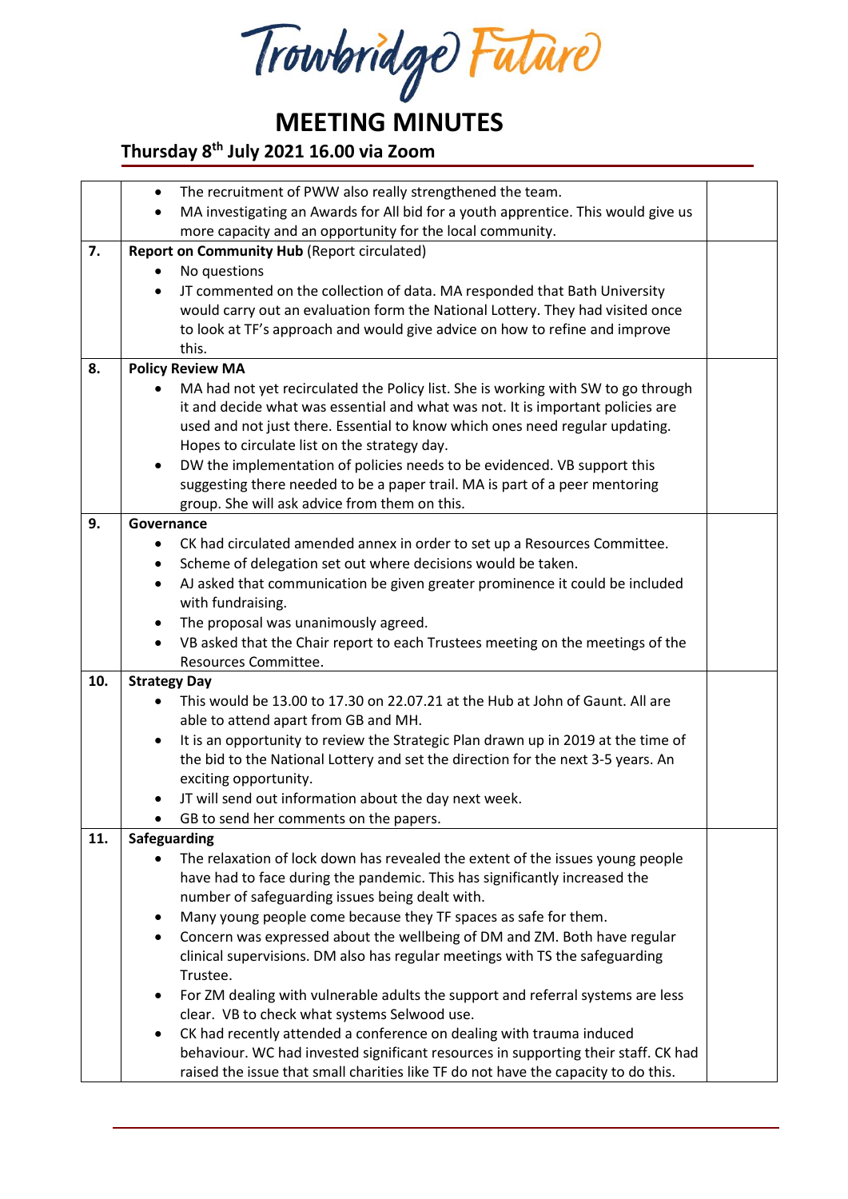# MEETING MINUTES

## Thursday 8th July 2021 16.00 via Zoom

| | | |
|---|---|---|
| | • The recruitment of PWW also really strengthened the team.<br>• MA investigating an Awards for All bid for a youth apprentice. This would give us more capacity and an opportunity for the local community. | |
| **7.** | **Report on Community Hub** (Report circulated)<br>• No questions<br>• JT commented on the collection of data. MA responded that Bath University would carry out an evaluation form the National Lottery. They had visited once to look at TF's approach and would give advice on how to refine and improve this. | |
| **8.** | **Policy Review MA**<br>• MA had not yet recirculated the Policy list. She is working with SW to go through it and decide what was essential and what was not. It is important policies are used and not just there. Essential to know which ones need regular updating. Hopes to circulate list on the strategy day.<br>• DW the implementation of policies needs to be evidenced. VB support this suggesting there needed to be a paper trail. MA is part of a peer mentoring group. She will ask advice from them on this. | |
| **9.** | **Governance**<br>• CK had circulated amended annex in order to set up a Resources Committee.<br>• Scheme of delegation set out where decisions would be taken.<br>• AJ asked that communication be given greater prominence it could be included with fundraising.<br>• The proposal was unanimously agreed.<br>• VB asked that the Chair report to each Trustees meeting on the meetings of the Resources Committee. | |
| **10.** | **Strategy Day**<br>• This would be 13.00 to 17.30 on 22.07.21 at the Hub at John of Gaunt. All are able to attend apart from GB and MH.<br>• It is an opportunity to review the Strategic Plan drawn up in 2019 at the time of the bid to the National Lottery and set the direction for the next 3-5 years. An exciting opportunity.<br>• JT will send out information about the day next week.<br>• GB to send her comments on the papers. | |
| **11.** | **Safeguarding**<br>• The relaxation of lock down has revealed the extent of the issues young people have had to face during the pandemic. This has significantly increased the number of safeguarding issues being dealt with.<br>• Many young people come because they TF spaces as safe for them.<br>• Concern was expressed about the wellbeing of DM and ZM. Both have regular clinical supervisions. DM also has regular meetings with TS the safeguarding Trustee.<br>• For ZM dealing with vulnerable adults the support and referral systems are less clear. VB to check what systems Selwood use.<br>• CK had recently attended a conference on dealing with trauma induced behaviour. WC had invested significant resources in supporting their staff. CK had raised the issue that small charities like TF do not have the capacity to do this. | |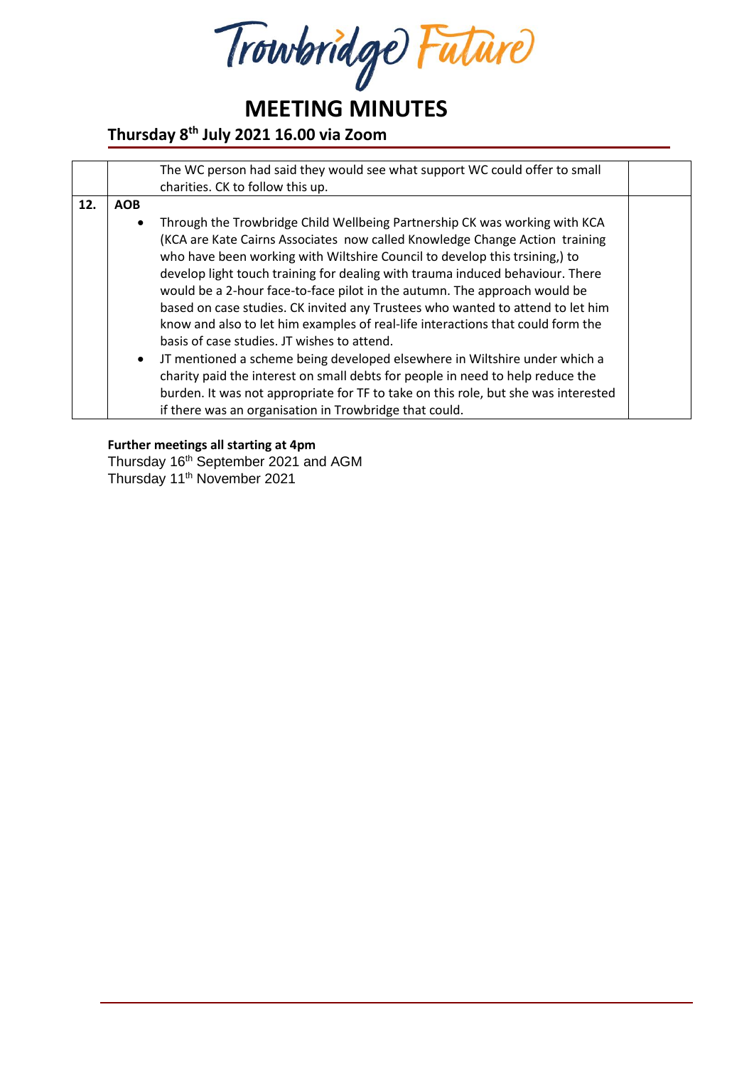# MEETING MINUTES

## Thursday 8th July 2021 16.00 via Zoom

| | | |
|---|---|---|
| | The WC person had said they would see what support WC could offer to small charities. CK to follow this up. | |
| **12.** | **AOB**<br>• Through the Trowbridge Child Wellbeing Partnership CK was working with KCA (KCA are Kate Cairns Associates now called Knowledge Change Action training who have been working with Wiltshire Council to develop this trsining,) to develop light touch training for dealing with trauma induced behaviour. There would be a 2-hour face-to-face pilot in the autumn. The approach would be based on case studies. CK invited any Trustees who wanted to attend to let him know and also to let him examples of real-life interactions that could form the basis of case studies. JT wishes to attend.<br>• JT mentioned a scheme being developed elsewhere in Wiltshire under which a charity paid the interest on small debts for people in need to help reduce the burden. It was not appropriate for TF to take on this role, but she was interested if there was an organisation in Trowbridge that could. | |

**Further meetings all starting at 4pm**

Thursday 16th September 2021 and AGM

Thursday 11th November 2021